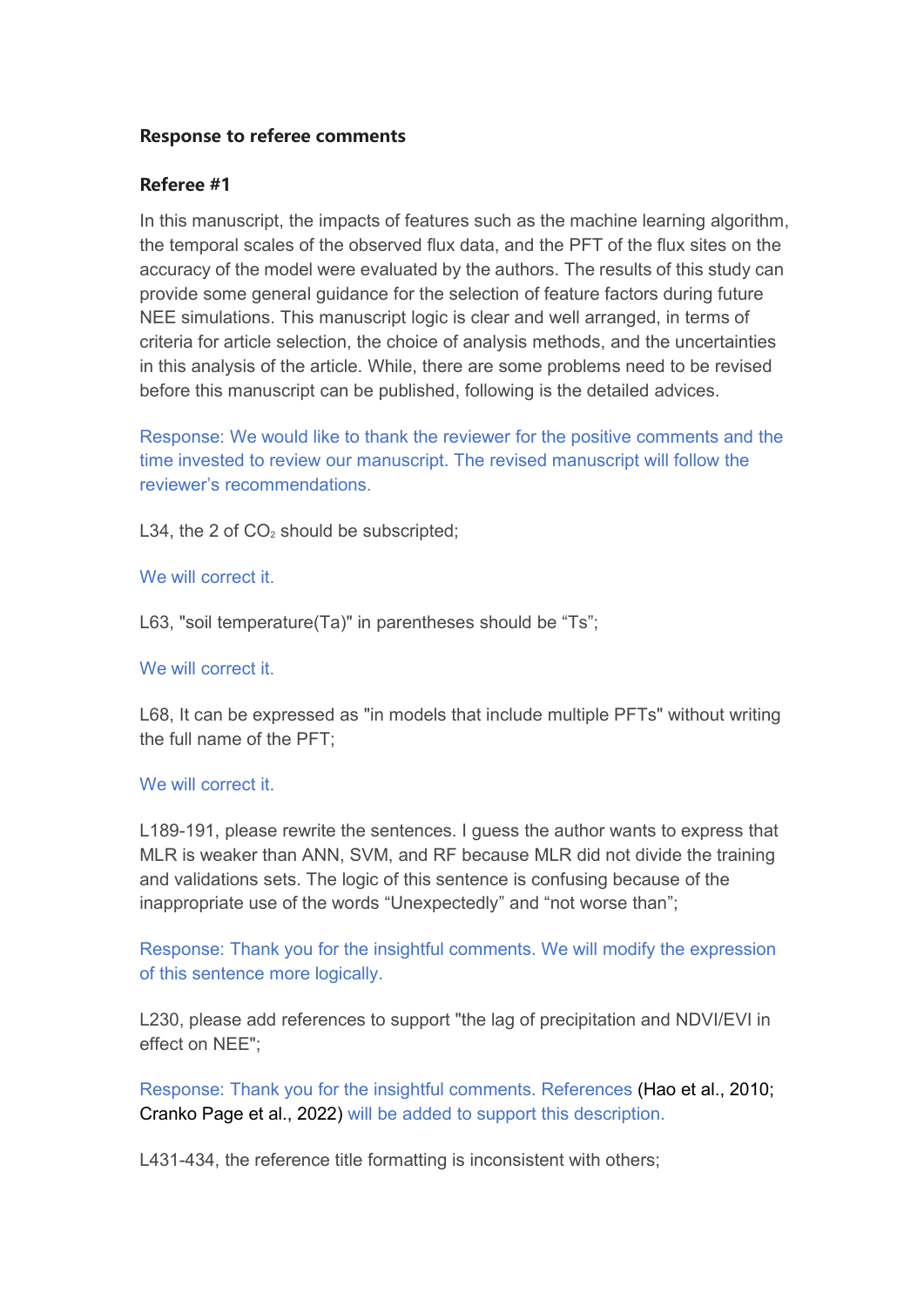**Response to referee comments**

**Referee #1**

In this manuscript, the impacts of features such as the machine learning algorithm, the temporal scales of the observed flux data, and the PFT of the flux sites on the accuracy of the model were evaluated by the authors. The results of this study can provide some general guidance for the selection of feature factors during future NEE simulations. This manuscript logic is clear and well arranged, in terms of criteria for article selection, the choice of analysis methods, and the uncertainties in this analysis of the article. While, there are some problems need to be revised before this manuscript can be published, following is the detailed advices.

Response: We would like to thank the reviewer for the positive comments and the time invested to review our manuscript. The revised manuscript will follow the reviewer's recommendations.

L34, the 2 of $CO_2$ should be subscripted;

We will correct it.

L63, "soil temperature(Ta)" in parentheses should be "Ts";

We will correct it.

L68, It can be expressed as "in models that include multiple PFTs" without writing the full name of the PFT;

We will correct it.

L189-191, please rewrite the sentences. I guess the author wants to express that MLR is weaker than ANN, SVM, and RF because MLR did not divide the training and validations sets. The logic of this sentence is confusing because of the inappropriate use of the words "Unexpectedly" and "not worse than";

Response: Thank you for the insightful comments. We will modify the expression of this sentence more logically.

L230, please add references to support "the lag of precipitation and NDVI/EVI in effect on NEE";

Response: Thank you for the insightful comments. References (Hao et al., 2010; Cranko Page et al., 2022) will be added to support this description.

L431-434, the reference title formatting is inconsistent with others;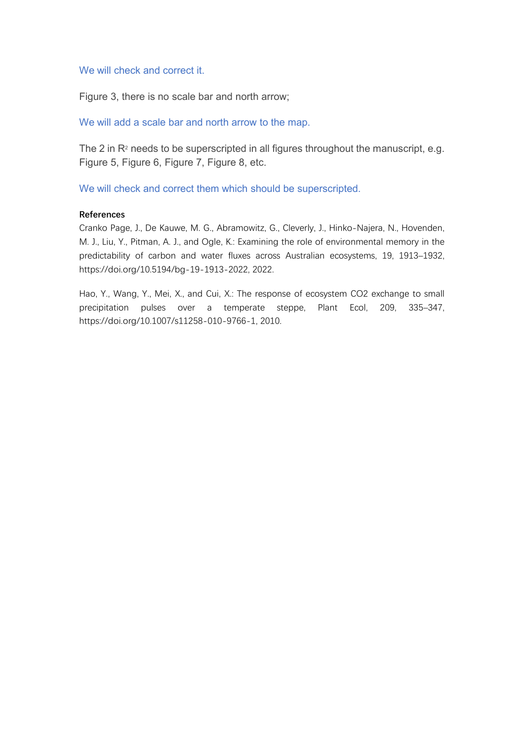We will check and correct it.

Figure 3, there is no scale bar and north arrow;

We will add a scale bar and north arrow to the map.

The 2 in $R^2$ needs to be superscripted in all figures throughout the manuscript, e.g. Figure 5, Figure 6, Figure 7, Figure 8, etc.

We will check and correct them which should be superscripted.

**References**

Cranko Page, J., De Kauwe, M. G., Abramowitz, G., Cleverly, J., Hinko-Najera, N., Hovenden, M. J., Liu, Y., Pitman, A. J., and Ogle, K.: Examining the role of environmental memory in the predictability of carbon and water fluxes across Australian ecosystems, 19, 1913–1932, https://doi.org/10.5194/bg-19-1913-2022, 2022.

Hao, Y., Wang, Y., Mei, X., and Cui, X.: The response of ecosystem CO2 exchange to small precipitation pulses over a temperate steppe, Plant Ecol, 209, 335–347, https://doi.org/10.1007/s11258-010-9766-1, 2010.